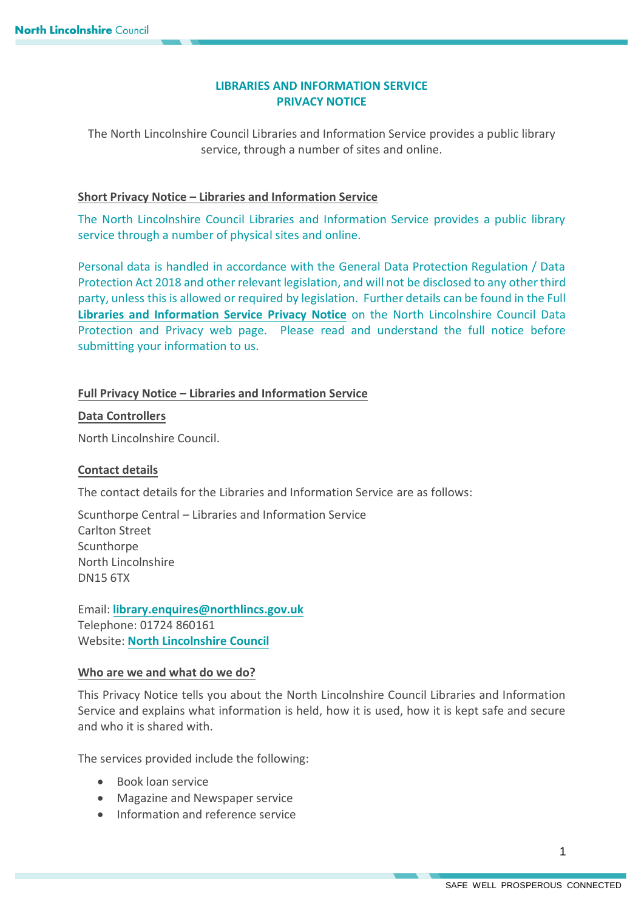# LIBRARIES AND INFORMATION SERVICE
# PRIVACY NOTICE

The North Lincolnshire Council Libraries and Information Service provides a public library service, through a number of sites and online.

## Short Privacy Notice – Libraries and Information Service

The North Lincolnshire Council Libraries and Information Service provides a public library service through a number of physical sites and online.

Personal data is handled in accordance with the General Data Protection Regulation / Data Protection Act 2018 and other relevant legislation, and will not be disclosed to any other third party, unless this is allowed or required by legislation. Further details can be found in the Full **Libraries and Information Service Privacy Notice** on the North Lincolnshire Council Data Protection and Privacy web page. Please read and understand the full notice before submitting your information to us.

## Full Privacy Notice – Libraries and Information Service

### Data Controllers

North Lincolnshire Council.

### Contact details

The contact details for the Libraries and Information Service are as follows:

Scunthorpe Central – Libraries and Information Service
Carlton Street
Scunthorpe
North Lincolnshire
DN15 6TX

Email: **library.enquires@northlincs.gov.uk**
Telephone: 01724 860161
Website: **North Lincolnshire Council**

### Who are we and what do we do?

This Privacy Notice tells you about the North Lincolnshire Council Libraries and Information Service and explains what information is held, how it is used, how it is kept safe and secure and who it is shared with.

The services provided include the following:

- Book loan service
- Magazine and Newspaper service
- Information and reference service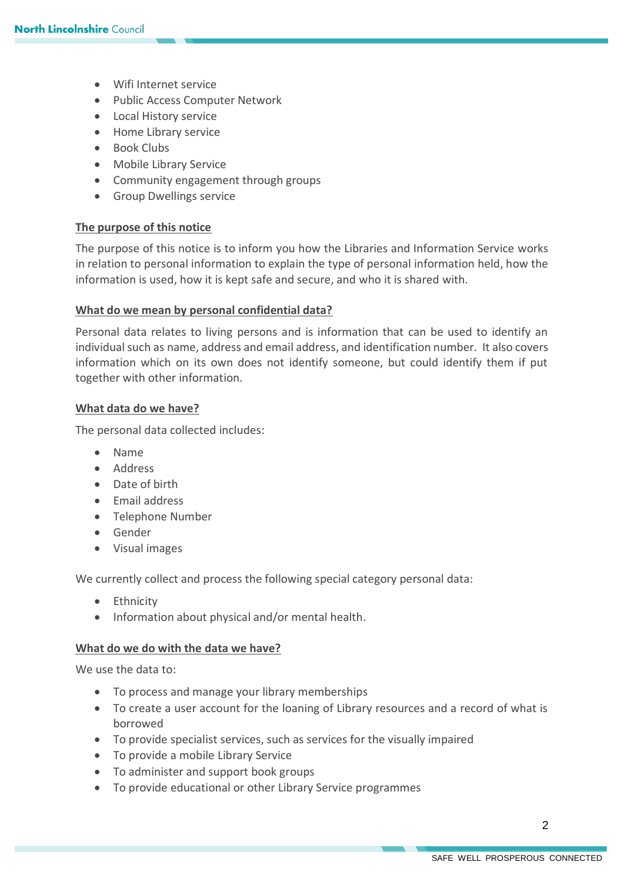- Wifi Internet service
- Public Access Computer Network
- Local History service
- Home Library service
- Book Clubs
- Mobile Library Service
- Community engagement through groups
- Group Dwellings service

## The purpose of this notice

The purpose of this notice is to inform you how the Libraries and Information Service works in relation to personal information to explain the type of personal information held, how the information is used, how it is kept safe and secure, and who it is shared with.

## What do we mean by personal confidential data?

Personal data relates to living persons and is information that can be used to identify an individual such as name, address and email address, and identification number. It also covers information which on its own does not identify someone, but could identify them if put together with other information.

## What data do we have?

The personal data collected includes:

- Name
- Address
- Date of birth
- Email address
- Telephone Number
- Gender
- Visual images

We currently collect and process the following special category personal data:

- Ethnicity
- Information about physical and/or mental health.

## What do we do with the data we have?

We use the data to:

- To process and manage your library memberships
- To create a user account for the loaning of Library resources and a record of what is borrowed
- To provide specialist services, such as services for the visually impaired
- To provide a mobile Library Service
- To administer and support book groups
- To provide educational or other Library Service programmes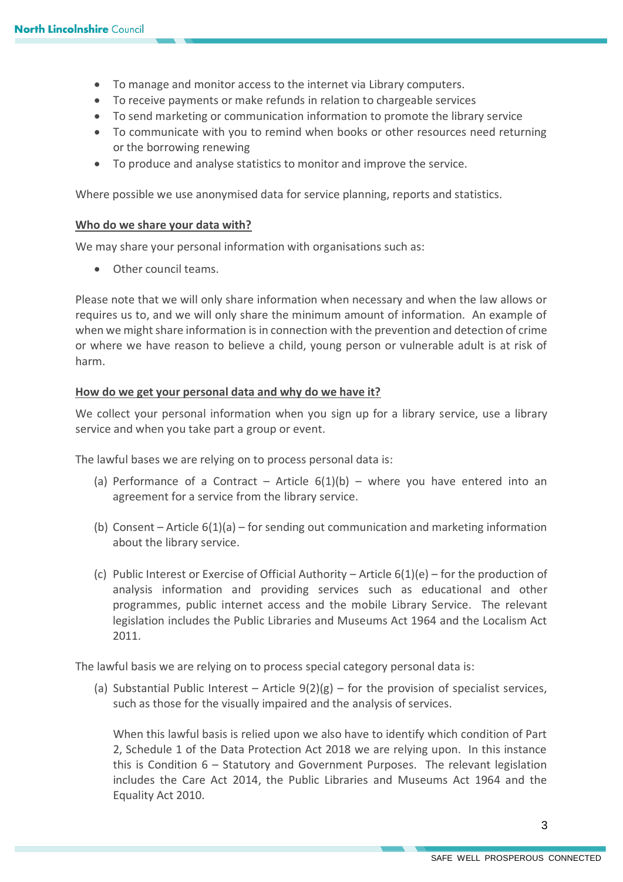- To manage and monitor access to the internet via Library computers.
- To receive payments or make refunds in relation to chargeable services
- To send marketing or communication information to promote the library service
- To communicate with you to remind when books or other resources need returning or the borrowing renewing
- To produce and analyse statistics to monitor and improve the service.

Where possible we use anonymised data for service planning, reports and statistics.

**Who do we share your data with?**

We may share your personal information with organisations such as:

- Other council teams.

Please note that we will only share information when necessary and when the law allows or requires us to, and we will only share the minimum amount of information. An example of when we might share information is in connection with the prevention and detection of crime or where we have reason to believe a child, young person or vulnerable adult is at risk of harm.

**How do we get your personal data and why do we have it?**

We collect your personal information when you sign up for a library service, use a library service and when you take part a group or event.

The lawful bases we are relying on to process personal data is:

(a) Performance of a Contract – Article 6(1)(b) – where you have entered into an agreement for a service from the library service.

(b) Consent – Article 6(1)(a) – for sending out communication and marketing information about the library service.

(c) Public Interest or Exercise of Official Authority – Article 6(1)(e) – for the production of analysis information and providing services such as educational and other programmes, public internet access and the mobile Library Service. The relevant legislation includes the Public Libraries and Museums Act 1964 and the Localism Act 2011.

The lawful basis we are relying on to process special category personal data is:

(a) Substantial Public Interest – Article 9(2)(g) – for the provision of specialist services, such as those for the visually impaired and the analysis of services.

When this lawful basis is relied upon we also have to identify which condition of Part 2, Schedule 1 of the Data Protection Act 2018 we are relying upon. In this instance this is Condition 6 – Statutory and Government Purposes. The relevant legislation includes the Care Act 2014, the Public Libraries and Museums Act 1964 and the Equality Act 2010.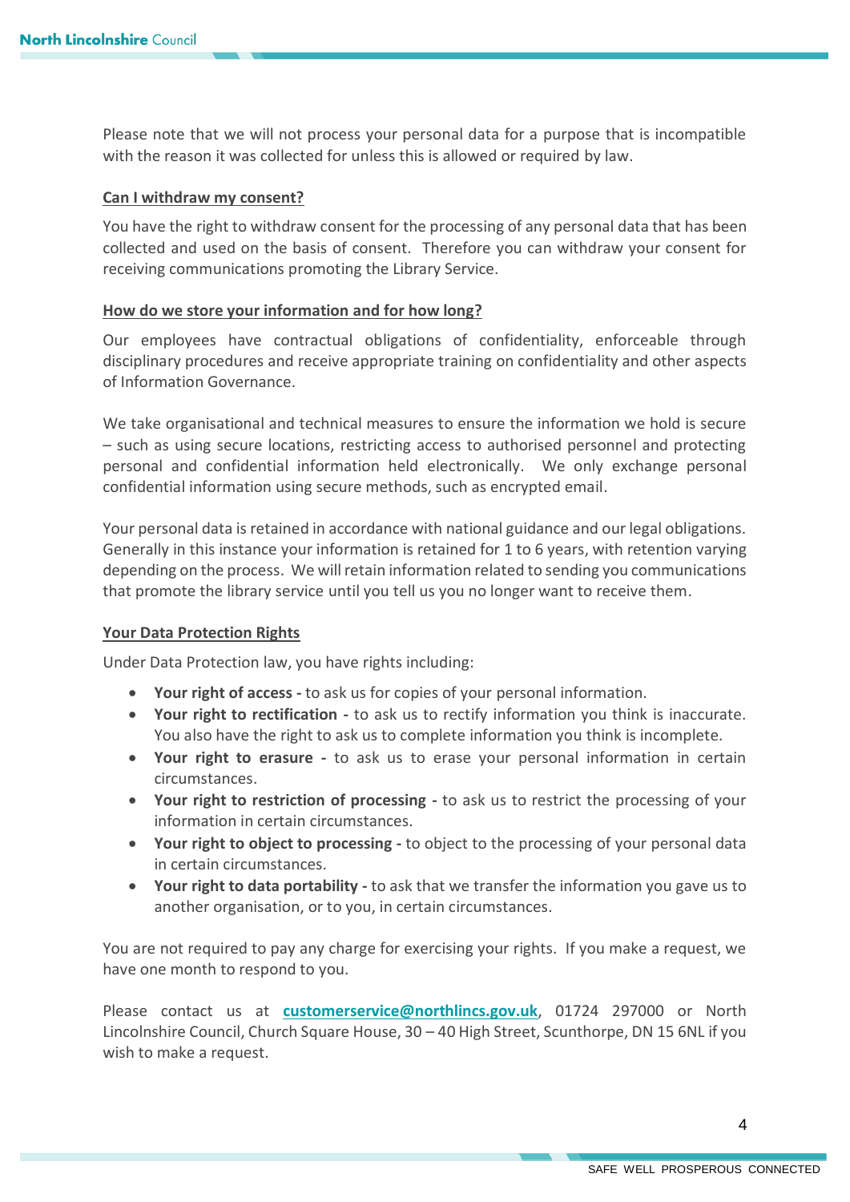Please note that we will not process your personal data for a purpose that is incompatible with the reason it was collected for unless this is allowed or required by law.

**Can I withdraw my consent?**

You have the right to withdraw consent for the processing of any personal data that has been collected and used on the basis of consent. Therefore you can withdraw your consent for receiving communications promoting the Library Service.

**How do we store your information and for how long?**

Our employees have contractual obligations of confidentiality, enforceable through disciplinary procedures and receive appropriate training on confidentiality and other aspects of Information Governance.

We take organisational and technical measures to ensure the information we hold is secure – such as using secure locations, restricting access to authorised personnel and protecting personal and confidential information held electronically. We only exchange personal confidential information using secure methods, such as encrypted email.

Your personal data is retained in accordance with national guidance and our legal obligations. Generally in this instance your information is retained for 1 to 6 years, with retention varying depending on the process. We will retain information related to sending you communications that promote the library service until you tell us you no longer want to receive them.

**Your Data Protection Rights**

Under Data Protection law, you have rights including:

- **Your right of access -** to ask us for copies of your personal information.
- **Your right to rectification -** to ask us to rectify information you think is inaccurate. You also have the right to ask us to complete information you think is incomplete.
- **Your right to erasure -** to ask us to erase your personal information in certain circumstances.
- **Your right to restriction of processing -** to ask us to restrict the processing of your information in certain circumstances.
- **Your right to object to processing -** to object to the processing of your personal data in certain circumstances.
- **Your right to data portability -** to ask that we transfer the information you gave us to another organisation, or to you, in certain circumstances.

You are not required to pay any charge for exercising your rights. If you make a request, we have one month to respond to you.

Please contact us at **customerservice@northlincs.gov.uk**, 01724 297000 or North Lincolnshire Council, Church Square House, 30 – 40 High Street, Scunthorpe, DN 15 6NL if you wish to make a request.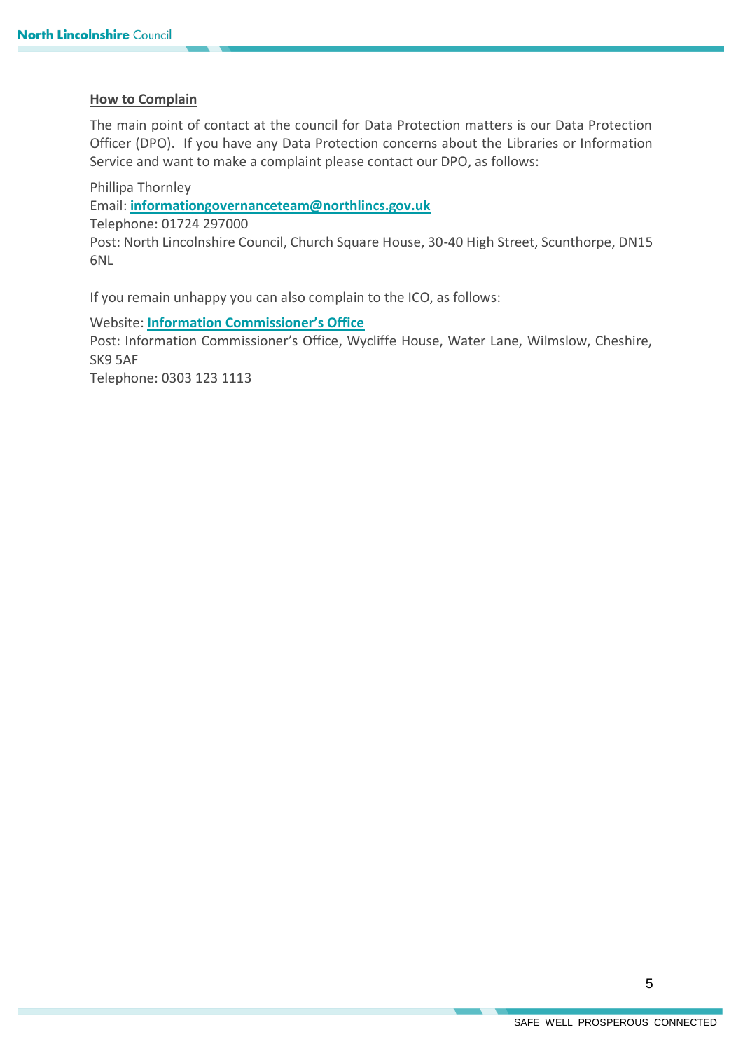## How to Complain

The main point of contact at the council for Data Protection matters is our Data Protection Officer (DPO). If you have any Data Protection concerns about the Libraries or Information Service and want to make a complaint please contact our DPO, as follows:

Phillipa Thornley
Email: **informationgovernanceteam@northlincs.gov.uk**
Telephone: 01724 297000
Post: North Lincolnshire Council, Church Square House, 30-40 High Street, Scunthorpe, DN15 6NL

If you remain unhappy you can also complain to the ICO, as follows:

Website: **Information Commissioner's Office**
Post: Information Commissioner's Office, Wycliffe House, Water Lane, Wilmslow, Cheshire, SK9 5AF
Telephone: 0303 123 1113